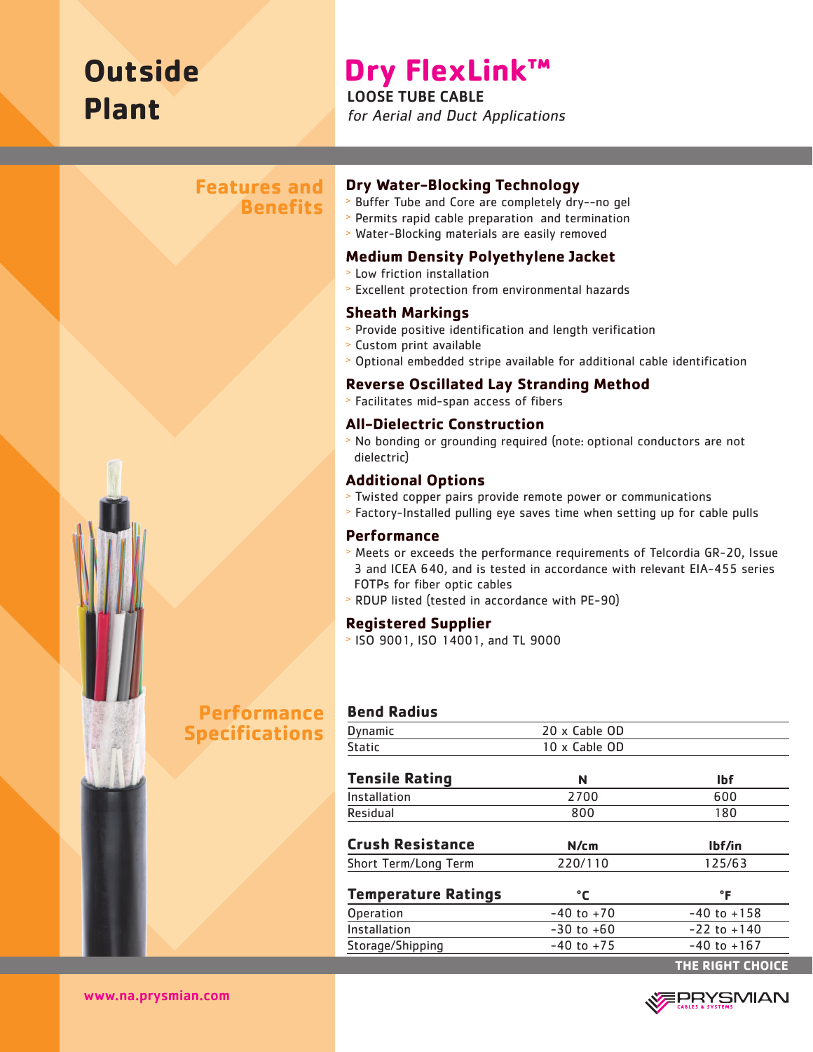# Outside Plant

# Dry FlexLink™

**LOOSE TUBE CABLE**

*for Aerial and Duct Applications*

## Features and Benefits

### Dry Water-Blocking Technology

- Buffer Tube and Core are completely dry--no gel
- Permits rapid cable preparation and termination
- Water-Blocking materials are easily removed

### Medium Density Polyethylene Jacket

- Low friction installation
- Excellent protection from environmental hazards

### Sheath Markings

- Provide positive identification and length verification
- Custom print available
- Optional embedded stripe available for additional cable identification

### Reverse Oscillated Lay Stranding Method

- Facilitates mid-span access of fibers

### All-Dielectric Construction

- No bonding or grounding required (note: optional conductors are not dielectric)

### Additional Options

- Twisted copper pairs provide remote power or communications
- Factory-Installed pulling eye saves time when setting up for cable pulls

### Performance

- Meets or exceeds the performance requirements of Telcordia GR-20, Issue 3 and ICEA 640, and is tested in accordance with relevant EIA-455 series FOTPs for fiber optic cables
- RDUP listed (tested in accordance with PE-90)

### Registered Supplier

- ISO 9001, ISO 14001, and TL 9000

## Performance Specifications

| Bend Radius | |
|---|---|
| Dynamic | 20 x Cable OD |
| Static | 10 x Cable OD |

| Tensile Rating | N | lbf |
|---|---|---|
| Installation | 2700 | 600 |
| Residual | 800 | 180 |

| Crush Resistance | N/cm | lbf/in |
|---|---|---|
| Short Term/Long Term | 220/110 | 125/63 |

| Temperature Ratings | °C | °F |
|---|---|---|
| Operation | -40 to +70 | -40 to +158 |
| Installation | -30 to +60 | -22 to +140 |
| Storage/Shipping | -40 to +75 | -40 to +167 |

THE RIGHT CHOICE

www.na.prysmian.com

PRYSMIAN CABLES & SYSTEMS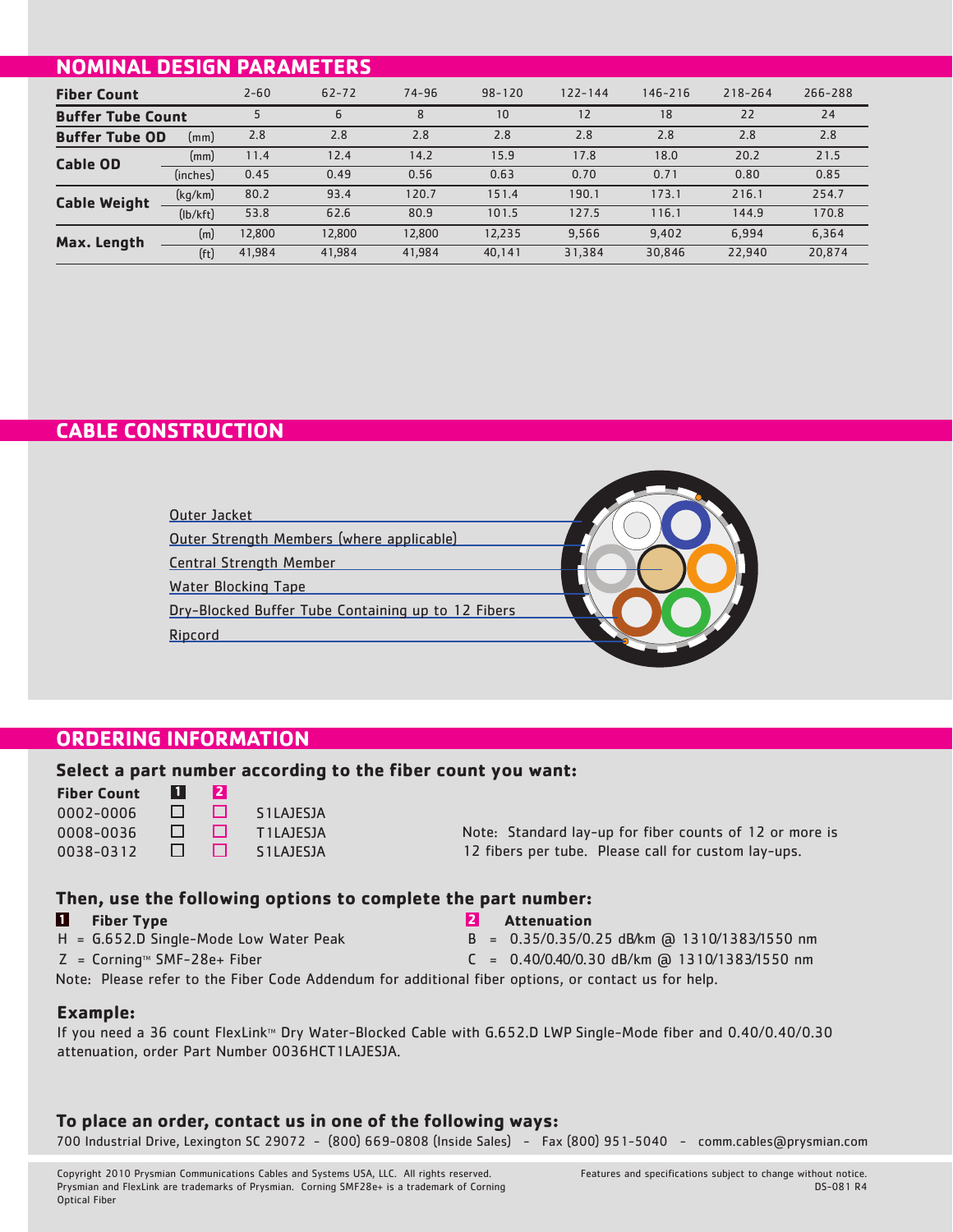## NOMINAL DESIGN PARAMETERS

| Fiber Count | | 2-60 | 62-72 | 74-96 | 98-120 | 122-144 | 146-216 | 218-264 | 266-288 |
|---|---|---|---|---|---|---|---|---|---|
| Buffer Tube Count | | 5 | 6 | 8 | 10 | 12 | 18 | 22 | 24 |
| Buffer Tube OD | (mm) | 2.8 | 2.8 | 2.8 | 2.8 | 2.8 | 2.8 | 2.8 | 2.8 |
| Cable OD | (mm) | 11.4 | 12.4 | 14.2 | 15.9 | 17.8 | 18.0 | 20.2 | 21.5 |
| | (inches) | 0.45 | 0.49 | 0.56 | 0.63 | 0.70 | 0.71 | 0.80 | 0.85 |
| Cable Weight | (kg/km) | 80.2 | 93.4 | 120.7 | 151.4 | 190.1 | 173.1 | 216.1 | 254.7 |
| | (lb/kft) | 53.8 | 62.6 | 80.9 | 101.5 | 127.5 | 116.1 | 144.9 | 170.8 |
| Max. Length | (m) | 12,800 | 12,800 | 12,800 | 12,235 | 9,566 | 9,402 | 6,994 | 6,364 |
| | (ft) | 41,984 | 41,984 | 41,984 | 40,141 | 31,384 | 30,846 | 22,940 | 20,874 |

## CABLE CONSTRUCTION

Outer Jacket

Outer Strength Members (where applicable)

Central Strength Member

Water Blocking Tape

Dry-Blocked Buffer Tube Containing up to 12 Fibers

Ripcord

## ORDERING INFORMATION

### Select a part number according to the fiber count you want:

| Fiber Count | 1 | 2 | |
|---|---|---|---|
| 0002-0006 | ☐ | ☐ | S1LAJESJA |
| 0008-0036 | ☐ | ☐ | T1LAJESJA |
| 0038-0312 | ☐ | ☐ | S1LAJESJA |

Note: Standard lay-up for fiber counts of 12 or more is 12 fibers per tube. Please call for custom lay-ups.

### Then, use the following options to complete the part number:

**1 Fiber Type**

H = G.652.D Single-Mode Low Water Peak

Z = Corning™ SMF-28e+ Fiber

**2 Attenuation**

B = 0.35/0.35/0.25 dB/km @ 1310/1383/1550 nm

C = 0.40/0.40/0.30 dB/km @ 1310/1383/1550 nm

Note: Please refer to the Fiber Code Addendum for additional fiber options, or contact us for help.

### Example:

If you need a 36 count FlexLink™ Dry Water-Blocked Cable with G.652.D LWP Single-Mode fiber and 0.40/0.40/0.30 attenuation, order Part Number 0036HCT1LAJESJA.

### To place an order, contact us in one of the following ways:

700 Industrial Drive, Lexington SC 29072 - (800) 669-0808 (Inside Sales) - Fax (800) 951-5040 - comm.cables@prysmian.com

Copyright 2010 Prysmian Communications Cables and Systems USA, LLC. All rights reserved. Prysmian and FlexLink are trademarks of Prysmian. Corning SMF28e+ is a trademark of Corning Optical Fiber

Features and specifications subject to change without notice.
DS-081 R4